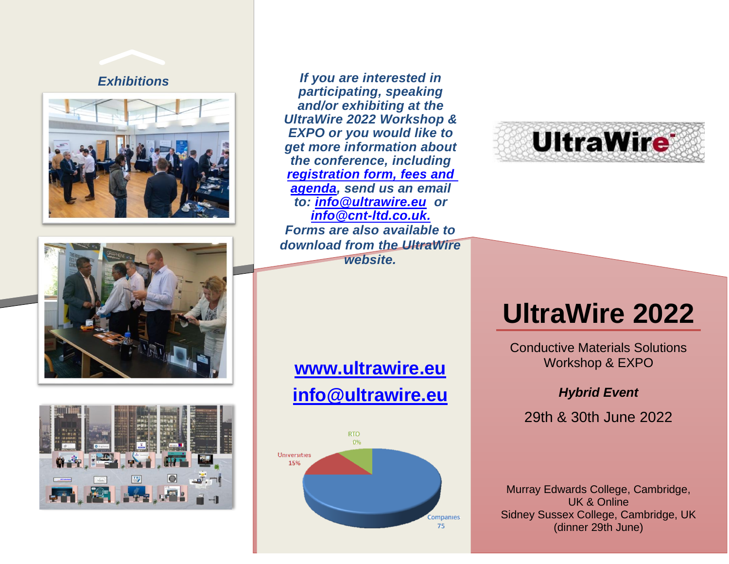## Exhibitions

*If you are interested in participating, speaking and/or exhibiting at the UltraWire 2022 Workshop & EXPO or you would like to get more information about the conference, including **registration form, fees and agenda**, send us an email to: **info@ultrawire.eu** or **info@cnt-ltd.co.uk.***

***Forms are also available to download from the UltraWire website.***

**www.ultrawire.eu**

**info@ultrawire.eu**

RTO 0%

Universities 15%

Companies 75

UltraWire

# UltraWire 2022

Conductive Materials Solutions Workshop & EXPO

***Hybrid Event***

29th & 30th June 2022

Murray Edwards College, Cambridge, UK & Online

Sidney Sussex College, Cambridge, UK (dinner 29th June)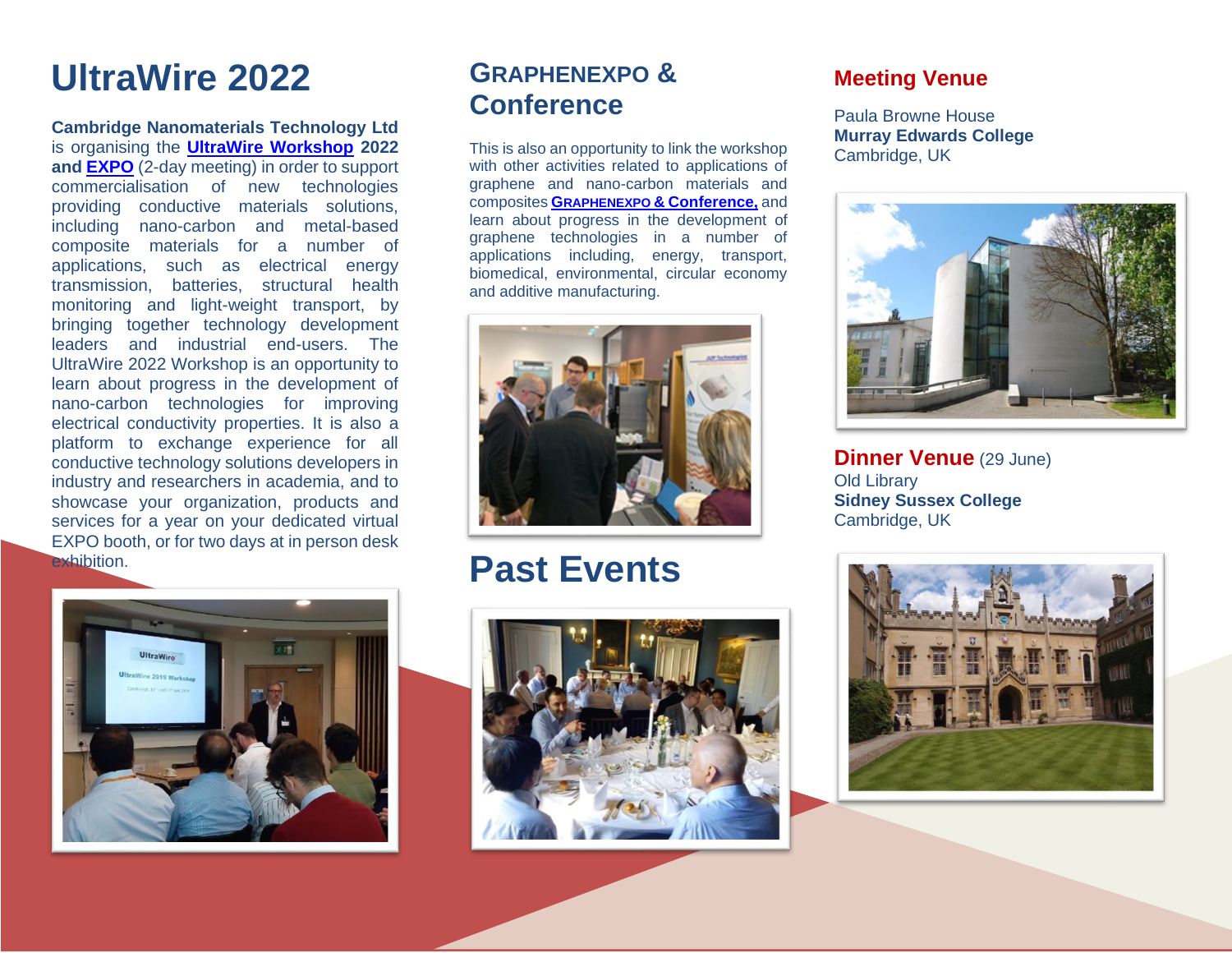# UltraWire 2022

**Cambridge Nanomaterials Technology Ltd** is organising the **UltraWire Workshop 2022 and EXPO** (2-day meeting) in order to support commercialisation of new technologies providing conductive materials solutions, including nano-carbon and metal-based composite materials for a number of applications, such as electrical energy transmission, batteries, structural health monitoring and light-weight transport, by bringing together technology development leaders and industrial end-users. The UltraWire 2022 Workshop is an opportunity to learn about progress in the development of nano-carbon technologies for improving electrical conductivity properties. It is also a platform to exchange experience for all conductive technology solutions developers in industry and researchers in academia, and to showcase your organization, products and services for a year on your dedicated virtual EXPO booth, or for two days at in person desk exhibition.

## GRAPHENEXPO & Conference

This is also an opportunity to link the workshop with other activities related to applications of graphene and nano-carbon materials and composites **GRAPHENEXPO & Conference,** and learn about progress in the development of graphene technologies in a number of applications including, energy, transport, biomedical, environmental, circular economy and additive manufacturing.

# Past Events

## Meeting Venue

Paula Browne House
**Murray Edwards College**
Cambridge, UK

## Dinner Venue (29 June)

Old Library
**Sidney Sussex College**
Cambridge, UK